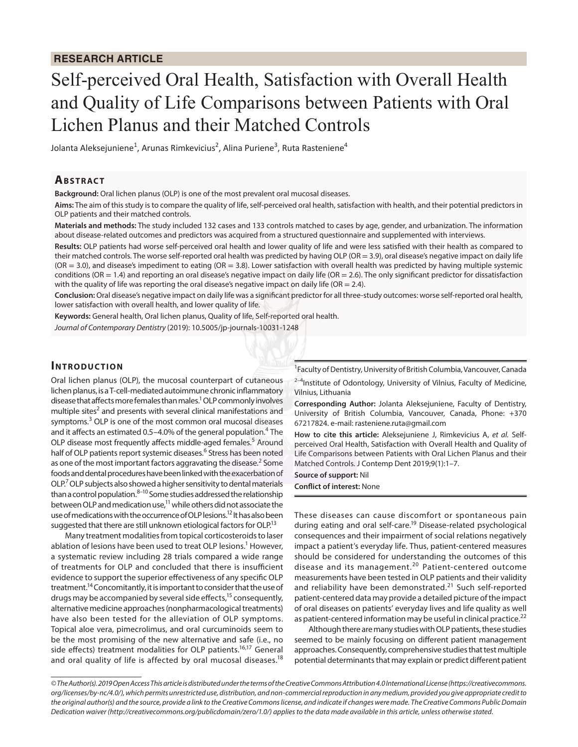RESEARCH ARTICLE

# Self-perceived Oral Health, Satisfaction with Overall Health and Quality of Life Comparisons between Patients with Oral Lichen Planus and their Matched Controls

Jolanta Aleksejuniene[1], Arunas Rimkevicius[2], Alina Puriene[3], Ruta Rasteniene[4]

## Abstract

**Background:** Oral lichen planus (OLP) is one of the most prevalent oral mucosal diseases.

**Aims:** The aim of this study is to compare the quality of life, self-perceived oral health, satisfaction with health, and their potential predictors in OLP patients and their matched controls.

**Materials and methods:** The study included 132 cases and 133 controls matched to cases by age, gender, and urbanization. The information about disease-related outcomes and predictors was acquired from a structured questionnaire and supplemented with interviews.

**Results:** OLP patients had worse self-perceived oral health and lower quality of life and were less satisfied with their health as compared to their matched controls. The worse self-reported oral health was predicted by having OLP (OR = 3.9), oral disease's negative impact on daily life (OR = 3.0), and disease's impediment to eating (OR = 3.8). Lower satisfaction with overall health was predicted by having multiple systemic conditions (OR = 1.4) and reporting an oral disease's negative impact on daily life (OR = 2.6). The only significant predictor for dissatisfaction with the quality of life was reporting the oral disease's negative impact on daily life (OR = 2.4).

**Conclusion:** Oral disease's negative impact on daily life was a significant predictor for all three-study outcomes: worse self-reported oral health, lower satisfaction with overall health, and lower quality of life.

**Keywords:** General health, Oral lichen planus, Quality of life, Self-reported oral health.

*Journal of Contemporary Dentistry* (2019): 10.5005/jp-journals-10031-1248

## Introduction

Oral lichen planus (OLP), the mucosal counterpart of cutaneous lichen planus, is a T-cell-mediated autoimmune chronic inflammatory disease that affects more females than males.[1] OLP commonly involves multiple sites[2] and presents with several clinical manifestations and symptoms.[3] OLP is one of the most common oral mucosal diseases and it affects an estimated 0.5–4.0% of the general population.[4] The OLP disease most frequently affects middle-aged females.[5] Around half of OLP patients report systemic diseases.[6] Stress has been noted as one of the most important factors aggravating the disease.[2] Some foods and dental procedures have been linked with the exacerbation of OLP.[7] OLP subjects also showed a higher sensitivity to dental materials than a control population.[8–10] Some studies addressed the relationship between OLP and medication use,[11] while others did not associate the use of medications with the occurrence of OLP lesions.[12] It has also been suggested that there are still unknown etiological factors for OLP.[13]

Many treatment modalities from topical corticosteroids to laser ablation of lesions have been used to treat OLP lesions.[1] However, a systematic review including 28 trials compared a wide range of treatments for OLP and concluded that there is insufficient evidence to support the superior effectiveness of any specific OLP treatment.[14] Concomitantly, it is important to consider that the use of drugs may be accompanied by several side effects,[15] consequently, alternative medicine approaches (nonpharmacological treatments) have also been tested for the alleviation of OLP symptoms. Topical aloe vera, pimecrolimus, and oral curcuminoids seem to be the most promising of the new alternative and safe (i.e., no side effects) treatment modalities for OLP patients.[16,17] General and oral quality of life is affected by oral mucosal diseases.[18] These diseases can cause discomfort or spontaneous pain during eating and oral self-care.[19] Disease-related psychological consequences and their impairment of social relations negatively impact a patient's everyday life. Thus, patient-centered measures should be considered for understanding the outcomes of this disease and its management.[20] Patient-centered outcome measurements have been tested in OLP patients and their validity and reliability have been demonstrated.[21] Such self-reported patient-centered data may provide a detailed picture of the impact of oral diseases on patients' everyday lives and life quality as well as patient-centered information may be useful in clinical practice.[22]

Although there are many studies with OLP patients, these studies seemed to be mainly focusing on different patient management approaches. Consequently, comprehensive studies that test multiple potential determinants that may explain or predict different patient

[1]Faculty of Dentistry, University of British Columbia, Vancouver, Canada

[2–4]Institute of Odontology, University of Vilnius, Faculty of Medicine, Vilnius, Lithuania

**Corresponding Author:** Jolanta Aleksejuniene, Faculty of Dentistry, University of British Columbia, Vancouver, Canada, Phone: +370 67217824. e-mail: rasteniene.ruta@gmail.com

**How to cite this article:** Aleksejuniene J, Rimkevicius A, *et al.* Self-perceived Oral Health, Satisfaction with Overall Health and Quality of Life Comparisons between Patients with Oral Lichen Planus and their Matched Controls. J Contemp Dent 2019;9(1):1–7.

**Source of support:** Nil

**Conflict of interest:** None

*© The Author(s). 2019 Open Access This article is distributed under the terms of the Creative Commons Attribution 4.0 International License (https://creativecommons.org/licenses/by-nc/4.0/), which permits unrestricted use, distribution, and non-commercial reproduction in any medium, provided you give appropriate credit to the original author(s) and the source, provide a link to the Creative Commons license, and indicate if changes were made. The Creative Commons Public Domain Dedication waiver (http://creativecommons.org/publicdomain/zero/1.0/) applies to the data made available in this article, unless otherwise stated.*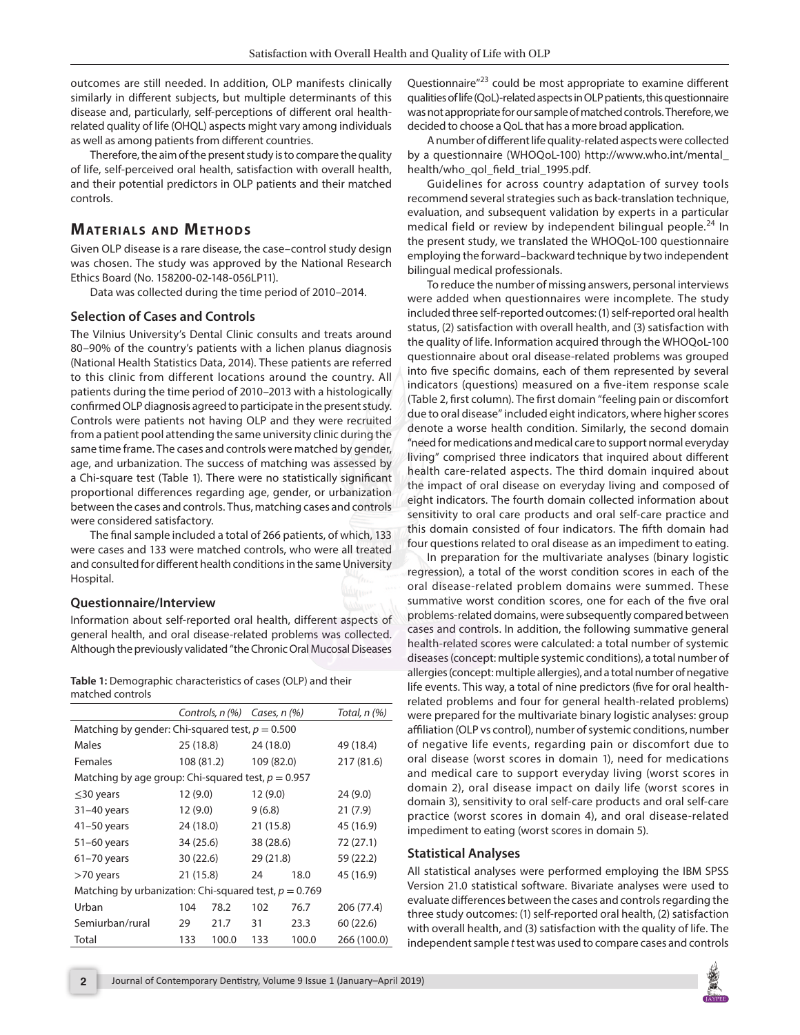outcomes are still needed. In addition, OLP manifests clinically similarly in different subjects, but multiple determinants of this disease and, particularly, self-perceptions of different oral health-related quality of life (OHQL) aspects might vary among individuals as well as among patients from different countries.

Therefore, the aim of the present study is to compare the quality of life, self-perceived oral health, satisfaction with overall health, and their potential predictors in OLP patients and their matched controls.

## Materials and Methods

Given OLP disease is a rare disease, the case–control study design was chosen. The study was approved by the National Research Ethics Board (No. 158200-02-148-056LP11).

Data was collected during the time period of 2010–2014.

### Selection of Cases and Controls

The Vilnius University's Dental Clinic consults and treats around 80–90% of the country's patients with a lichen planus diagnosis (National Health Statistics Data, 2014). These patients are referred to this clinic from different locations around the country. All patients during the time period of 2010–2013 with a histologically confirmed OLP diagnosis agreed to participate in the present study. Controls were patients not having OLP and they were recruited from a patient pool attending the same university clinic during the same time frame. The cases and controls were matched by gender, age, and urbanization. The success of matching was assessed by a Chi-square test (Table 1). There were no statistically significant proportional differences regarding age, gender, or urbanization between the cases and controls. Thus, matching cases and controls were considered satisfactory.

The final sample included a total of 266 patients, of which, 133 were cases and 133 were matched controls, who were all treated and consulted for different health conditions in the same University Hospital.

### Questionnaire/Interview

Information about self-reported oral health, different aspects of general health, and oral disease-related problems was collected. Although the previously validated "the Chronic Oral Mucosal Diseases Questionnaire"[23] could be most appropriate to examine different qualities of life (QoL)-related aspects in OLP patients, this questionnaire was not appropriate for our sample of matched controls. Therefore, we decided to choose a QoL that has a more broad application.

**Table 1:** Demographic characteristics of cases (OLP) and their matched controls

| | *Controls, n (%)* | *Cases, n (%)* | *Total, n (%)* |
|---|---|---|---|
| Matching by gender: Chi-squared test, $p = 0.500$ | | | |
| Males | 25 (18.8) | 24 (18.0) | 49 (18.4) |
| Females | 108 (81.2) | 109 (82.0) | 217 (81.6) |
| Matching by age group: Chi-squared test, $p = 0.957$ | | | |
| ≤30 years | 12 (9.0) | 12 (9.0) | 24 (9.0) |
| 31–40 years | 12 (9.0) | 9 (6.8) | 21 (7.9) |
| 41–50 years | 24 (18.0) | 21 (15.8) | 45 (16.9) |
| 51–60 years | 34 (25.6) | 38 (28.6) | 72 (27.1) |
| 61–70 years | 30 (22.6) | 29 (21.8) | 59 (22.2) |
| >70 years | 21 (15.8) | 24 18.0 | 45 (16.9) |
| Matching by urbanization: Chi-squared test, $p = 0.769$ | | | |
| Urban | 104 78.2 | 102 76.7 | 206 (77.4) |
| Semiurban/rural | 29 21.7 | 31 23.3 | 60 (22.6) |
| Total | 133 100.0 | 133 100.0 | 266 (100.0) |

A number of different life quality-related aspects were collected by a questionnaire (WHOQoL-100) http://www.who.int/mental_health/who_qol_field_trial_1995.pdf.

Guidelines for across country adaptation of survey tools recommend several strategies such as back-translation technique, evaluation, and subsequent validation by experts in a particular medical field or review by independent bilingual people.[24] In the present study, we translated the WHOQoL-100 questionnaire employing the forward–backward technique by two independent bilingual medical professionals.

To reduce the number of missing answers, personal interviews were added when questionnaires were incomplete. The study included three self-reported outcomes: (1) self-reported oral health status, (2) satisfaction with overall health, and (3) satisfaction with the quality of life. Information acquired through the WHOQoL-100 questionnaire about oral disease-related problems was grouped into five specific domains, each of them represented by several indicators (questions) measured on a five-item response scale (Table 2, first column). The first domain "feeling pain or discomfort due to oral disease" included eight indicators, where higher scores denote a worse health condition. Similarly, the second domain "need for medications and medical care to support normal everyday living" comprised three indicators that inquired about different health care-related aspects. The third domain inquired about the impact of oral disease on everyday living and composed of eight indicators. The fourth domain collected information about sensitivity to oral care products and oral self-care practice and this domain consisted of four indicators. The fifth domain had four questions related to oral disease as an impediment to eating.

In preparation for the multivariate analyses (binary logistic regression), a total of the worst condition scores in each of the oral disease-related problem domains were summed. These summative worst condition scores, one for each of the five oral problems-related domains, were subsequently compared between cases and controls. In addition, the following summative general health-related scores were calculated: a total number of systemic diseases (concept: multiple systemic conditions), a total number of allergies (concept: multiple allergies), and a total number of negative life events. This way, a total of nine predictors (five for oral health-related problems and four for general health-related problems) were prepared for the multivariate binary logistic analyses: group affiliation (OLP vs control), number of systemic conditions, number of negative life events, regarding pain or discomfort due to oral disease (worst scores in domain 1), need for medications and medical care to support everyday living (worst scores in domain 2), oral disease impact on daily life (worst scores in domain 3), sensitivity to oral self-care products and oral self-care practice (worst scores in domain 4), and oral disease-related impediment to eating (worst scores in domain 5).

### Statistical Analyses

All statistical analyses were performed employing the IBM SPSS Version 21.0 statistical software. Bivariate analyses were used to evaluate differences between the cases and controls regarding the three study outcomes: (1) self-reported oral health, (2) satisfaction with overall health, and (3) satisfaction with the quality of life. The independent sample *t* test was used to compare cases and controls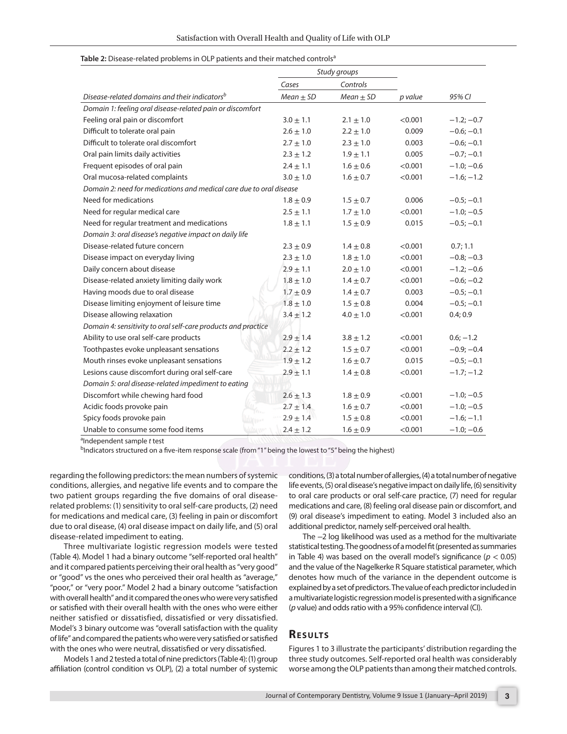**Table 2:** Disease-related problems in OLP patients and their matched controls[a]

| | *Study groups* | | | |
|---|---|---|---|---|
| | *Cases* | *Controls* | | |
| *Disease-related domains and their indicators*[b] | *Mean ± SD* | *Mean ± SD* | *p value* | *95% CI* |
| *Domain 1: feeling oral disease-related pain or discomfort* | | | | |
| Feeling oral pain or discomfort | 3.0 ± 1.1 | 2.1 ± 1.0 | <0.001 | −1.2; −0.7 |
| Difficult to tolerate oral pain | 2.6 ± 1.0 | 2.2 ± 1.0 | 0.009 | −0.6; −0.1 |
| Difficult to tolerate oral discomfort | 2.7 ± 1.0 | 2.3 ± 1.0 | 0.003 | −0.6; −0.1 |
| Oral pain limits daily activities | 2.3 ± 1.2 | 1.9 ± 1.1 | 0.005 | −0.7; −0.1 |
| Frequent episodes of oral pain | 2.4 ± 1.1 | 1.6 ± 0.6 | <0.001 | −1.0; −0.6 |
| Oral mucosa-related complaints | 3.0 ± 1.0 | 1.6 ± 0.7 | <0.001 | −1.6; −1.2 |
| *Domain 2: need for medications and medical care due to oral disease* | | | | |
| Need for medications | 1.8 ± 0.9 | 1.5 ± 0.7 | 0.006 | −0.5; −0.1 |
| Need for regular medical care | 2.5 ± 1.1 | 1.7 ± 1.0 | <0.001 | −1.0; −0.5 |
| Need for regular treatment and medications | 1.8 ± 1.1 | 1.5 ± 0.9 | 0.015 | −0.5; −0.1 |
| *Domain 3: oral disease's negative impact on daily life* | | | | |
| Disease-related future concern | 2.3 ± 0.9 | 1.4 ± 0.8 | <0.001 | 0.7; 1.1 |
| Disease impact on everyday living | 2.3 ± 1.0 | 1.8 ± 1.0 | <0.001 | −0.8; −0.3 |
| Daily concern about disease | 2.9 ± 1.1 | 2.0 ± 1.0 | <0.001 | −1.2; −0.6 |
| Disease-related anxiety limiting daily work | 1.8 ± 1.0 | 1.4 ± 0.7 | <0.001 | −0.6; −0.2 |
| Having moods due to oral disease | 1.7 ± 0.9 | 1.4 ± 0.7 | 0.003 | −0.5; −0.1 |
| Disease limiting enjoyment of leisure time | 1.8 ± 1.0 | 1.5 ± 0.8 | 0.004 | −0.5; −0.1 |
| Disease allowing relaxation | 3.4 ± 1.2 | 4.0 ± 1.0 | <0.001 | 0.4; 0.9 |
| *Domain 4: sensitivity to oral self-care products and practice* | | | | |
| Ability to use oral self-care products | 2.9 ± 1.4 | 3.8 ± 1.2 | <0.001 | 0.6; −1.2 |
| Toothpastes evoke unpleasant sensations | 2.2 ± 1.2 | 1.5 ± 0.7 | <0.001 | −0.9; −0.4 |
| Mouth rinses evoke unpleasant sensations | 1.9 ± 1.2 | 1.6 ± 0.7 | 0.015 | −0.5; −0.1 |
| Lesions cause discomfort during oral self-care | 2.9 ± 1.1 | 1.4 ± 0.8 | <0.001 | −1.7; −1.2 |
| *Domain 5: oral disease-related impediment to eating* | | | | |
| Discomfort while chewing hard food | 2.6 ± 1.3 | 1.8 ± 0.9 | <0.001 | −1.0; −0.5 |
| Acidic foods provoke pain | 2.7 ± 1.4 | 1.6 ± 0.7 | <0.001 | −1.0; −0.5 |
| Spicy foods provoke pain | 2.9 ± 1.4 | 1.5 ± 0.8 | <0.001 | −1.6; −1.1 |
| Unable to consume some food items | 2.4 ± 1.2 | 1.6 ± 0.9 | <0.001 | −1.0; −0.6 |

[a]Independent sample *t* test

[b]Indicators structured on a five-item response scale (from "1" being the lowest to "5" being the highest)

regarding the following predictors: the mean numbers of systemic conditions, allergies, and negative life events and to compare the two patient groups regarding the five domains of oral disease-related problems: (1) sensitivity to oral self-care products, (2) need for medications and medical care, (3) feeling in pain or discomfort due to oral disease, (4) oral disease impact on daily life, and (5) oral disease-related impediment to eating.

Three multivariate logistic regression models were tested (Table 4). Model 1 had a binary outcome "self-reported oral health" and it compared patients perceiving their oral health as "very good" or "good" vs the ones who perceived their oral health as "average," "poor," or "very poor." Model 2 had a binary outcome "satisfaction with overall health" and it compared the ones who were very satisfied or satisfied with their overall health with the ones who were either neither satisfied or dissatisfied, dissatisfied or very dissatisfied. Model's 3 binary outcome was "overall satisfaction with the quality of life" and compared the patients who were very satisfied or satisfied with the ones who were neutral, dissatisfied or very dissatisfied.

Models 1 and 2 tested a total of nine predictors (Table 4): (1) group affiliation (control condition vs OLP), (2) a total number of systemic conditions, (3) a total number of allergies, (4) a total number of negative life events, (5) oral disease's negative impact on daily life, (6) sensitivity to oral care products or oral self-care practice, (7) need for regular medications and care, (8) feeling oral disease pain or discomfort, and (9) oral disease's impediment to eating. Model 3 included also an additional predictor, namely self-perceived oral health.

The −2 log likelihood was used as a method for the multivariate statistical testing. The goodness of a model fit (presented as summaries in Table 4) was based on the overall model's significance ($p < 0.05$) and the value of the Nagelkerke R Square statistical parameter, which denotes how much of the variance in the dependent outcome is explained by a set of predictors. The value of each predictor included in a multivariate logistic regression model is presented with a significance (*p* value) and odds ratio with a 95% confidence interval (CI).

## Results

Figures 1 to 3 illustrate the participants' distribution regarding the three study outcomes. Self-reported oral health was considerably worse among the OLP patients than among their matched controls.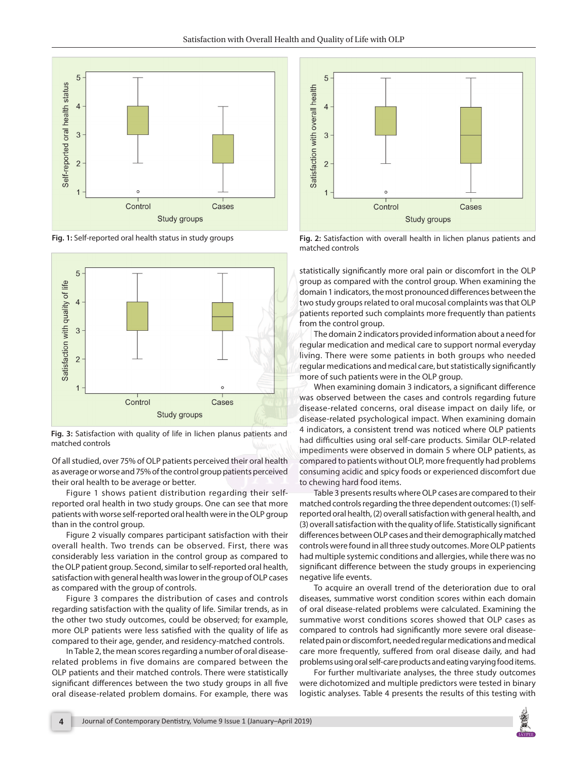Fig. 1: Self-reported oral health status in study groups

Fig. 2: Satisfaction with overall health in lichen planus patients and matched controls

Fig. 3: Satisfaction with quality of life in lichen planus patients and matched controls

Of all studied, over 75% of OLP patients perceived their oral health as average or worse and 75% of the control group patients perceived their oral health to be average or better.

Figure 1 shows patient distribution regarding their self-reported oral health in two study groups. One can see that more patients with worse self-reported oral health were in the OLP group than in the control group.

Figure 2 visually compares participant satisfaction with their overall health. Two trends can be observed. First, there was considerably less variation in the control group as compared to the OLP patient group. Second, similar to self-reported oral health, satisfaction with general health was lower in the group of OLP cases as compared with the group of controls.

Figure 3 compares the distribution of cases and controls regarding satisfaction with the quality of life. Similar trends, as in the other two study outcomes, could be observed; for example, more OLP patients were less satisfied with the quality of life as compared to their age, gender, and residency-matched controls.

In Table 2, the mean scores regarding a number of oral disease-related problems in five domains are compared between the OLP patients and their matched controls. There were statistically significant differences between the two study groups in all five oral disease-related problem domains. For example, there was statistically significantly more oral pain or discomfort in the OLP group as compared with the control group. When examining the domain 1 indicators, the most pronounced differences between the two study groups related to oral mucosal complaints was that OLP patients reported such complaints more frequently than patients from the control group.

The domain 2 indicators provided information about a need for regular medication and medical care to support normal everyday living. There were some patients in both groups who needed regular medications and medical care, but statistically significantly more of such patients were in the OLP group.

When examining domain 3 indicators, a significant difference was observed between the cases and controls regarding future disease-related concerns, oral disease impact on daily life, or disease-related psychological impact. When examining domain 4 indicators, a consistent trend was noticed where OLP patients had difficulties using oral self-care products. Similar OLP-related impediments were observed in domain 5 where OLP patients, as compared to patients without OLP, more frequently had problems consuming acidic and spicy foods or experienced discomfort due to chewing hard food items.

Table 3 presents results where OLP cases are compared to their matched controls regarding the three dependent outcomes: (1) self-reported oral health, (2) overall satisfaction with general health, and (3) overall satisfaction with the quality of life. Statistically significant differences between OLP cases and their demographically matched controls were found in all three study outcomes. More OLP patients had multiple systemic conditions and allergies, while there was no significant difference between the study groups in experiencing negative life events.

To acquire an overall trend of the deterioration due to oral diseases, summative worst condition scores within each domain of oral disease-related problems were calculated. Examining the summative worst conditions scores showed that OLP cases as compared to controls had significantly more severe oral disease-related pain or discomfort, needed regular medications and medical care more frequently, suffered from oral disease daily, and had problems using oral self-care products and eating varying food items.

For further multivariate analyses, the three study outcomes were dichotomized and multiple predictors were tested in binary logistic analyses. Table 4 presents the results of this testing with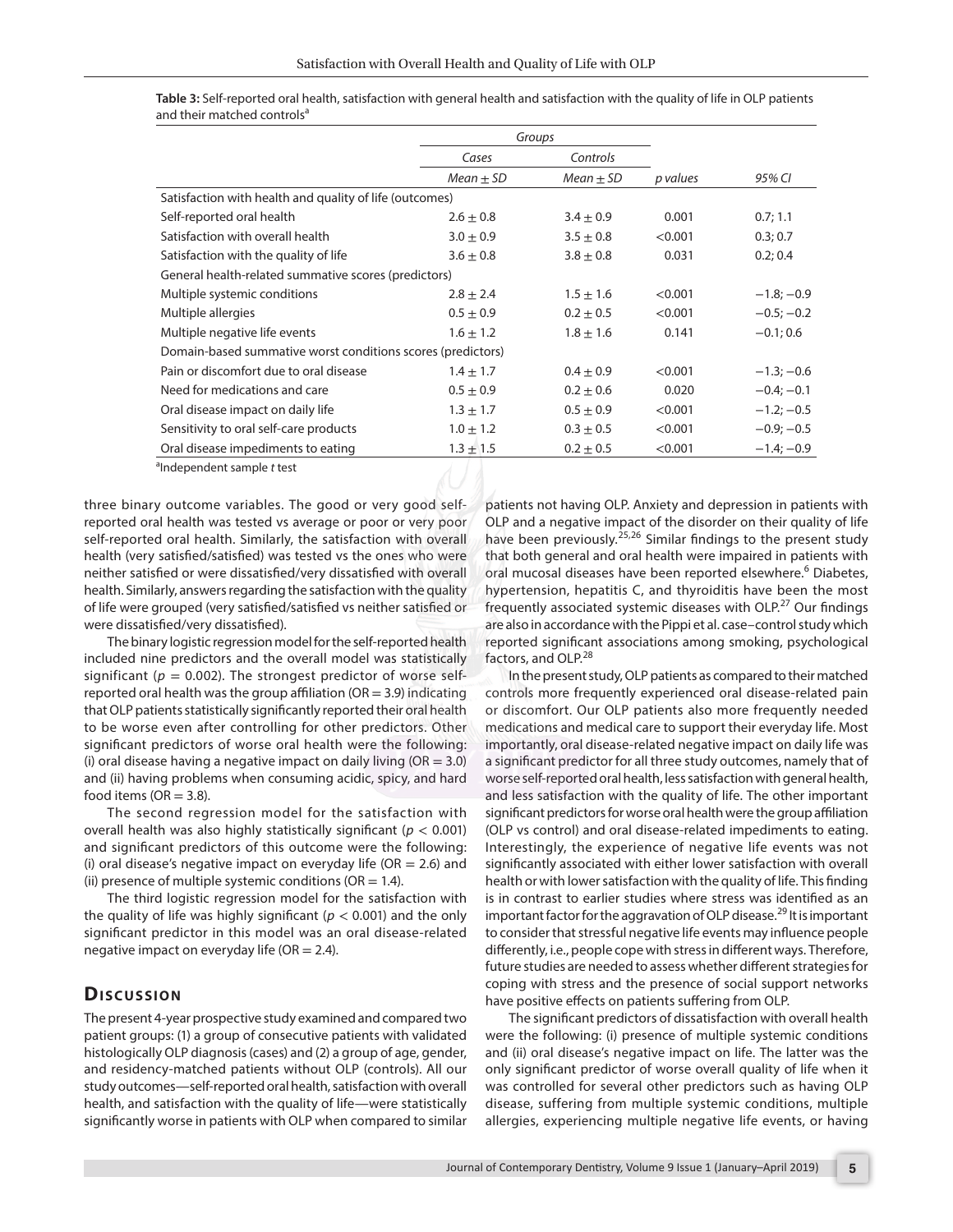**Table 3:** Self-reported oral health, satisfaction with general health and satisfaction with the quality of life in OLP patients and their matched controls[a]

| | *Groups* | | | |
|---|---|---|---|---|
| | *Cases* | *Controls* | | |
| | *Mean ± SD* | *Mean ± SD* | *p values* | *95% CI* |
| Satisfaction with health and quality of life (outcomes) | | | | |
| Self-reported oral health | 2.6 ± 0.8 | 3.4 ± 0.9 | 0.001 | 0.7; 1.1 |
| Satisfaction with overall health | 3.0 ± 0.9 | 3.5 ± 0.8 | <0.001 | 0.3; 0.7 |
| Satisfaction with the quality of life | 3.6 ± 0.8 | 3.8 ± 0.8 | 0.031 | 0.2; 0.4 |
| General health-related summative scores (predictors) | | | | |
| Multiple systemic conditions | 2.8 ± 2.4 | 1.5 ± 1.6 | <0.001 | −1.8; −0.9 |
| Multiple allergies | 0.5 ± 0.9 | 0.2 ± 0.5 | <0.001 | −0.5; −0.2 |
| Multiple negative life events | 1.6 ± 1.2 | 1.8 ± 1.6 | 0.141 | −0.1; 0.6 |
| Domain-based summative worst conditions scores (predictors) | | | | |
| Pain or discomfort due to oral disease | 1.4 ± 1.7 | 0.4 ± 0.9 | <0.001 | −1.3; −0.6 |
| Need for medications and care | 0.5 ± 0.9 | 0.2 ± 0.6 | 0.020 | −0.4; −0.1 |
| Oral disease impact on daily life | 1.3 ± 1.7 | 0.5 ± 0.9 | <0.001 | −1.2; −0.5 |
| Sensitivity to oral self-care products | 1.0 ± 1.2 | 0.3 ± 0.5 | <0.001 | −0.9; −0.5 |
| Oral disease impediments to eating | 1.3 ± 1.5 | 0.2 ± 0.5 | <0.001 | −1.4; −0.9 |

[a]Independent sample *t* test

three binary outcome variables. The good or very good self-reported oral health was tested vs average or poor or very poor self-reported oral health. Similarly, the satisfaction with overall health (very satisfied/satisfied) was tested vs the ones who were neither satisfied or were dissatisfied/very dissatisfied with overall health. Similarly, answers regarding the satisfaction with the quality of life were grouped (very satisfied/satisfied vs neither satisfied or were dissatisfied/very dissatisfied).

The binary logistic regression model for the self-reported health included nine predictors and the overall model was statistically significant ($p = 0.002$). The strongest predictor of worse self-reported oral health was the group affiliation (OR = 3.9) indicating that OLP patients statistically significantly reported their oral health to be worse even after controlling for other predictors. Other significant predictors of worse oral health were the following: (i) oral disease having a negative impact on daily living (OR = 3.0) and (ii) having problems when consuming acidic, spicy, and hard food items (OR = 3.8).

The second regression model for the satisfaction with overall health was also highly statistically significant ($p < 0.001$) and significant predictors of this outcome were the following: (i) oral disease's negative impact on everyday life (OR = 2.6) and (ii) presence of multiple systemic conditions (OR = 1.4).

The third logistic regression model for the satisfaction with the quality of life was highly significant ($p < 0.001$) and the only significant predictor in this model was an oral disease-related negative impact on everyday life (OR = 2.4).

## Discussion

The present 4-year prospective study examined and compared two patient groups: (1) a group of consecutive patients with validated histologically OLP diagnosis (cases) and (2) a group of age, gender, and residency-matched patients without OLP (controls). All our study outcomes—self-reported oral health, satisfaction with overall health, and satisfaction with the quality of life—were statistically significantly worse in patients with OLP when compared to similar patients not having OLP. Anxiety and depression in patients with OLP and a negative impact of the disorder on their quality of life have been previously.[25,26] Similar findings to the present study that both general and oral health were impaired in patients with oral mucosal diseases have been reported elsewhere.[6] Diabetes, hypertension, hepatitis C, and thyroiditis have been the most frequently associated systemic diseases with OLP.[27] Our findings are also in accordance with the Pippi et al. case–control study which reported significant associations among smoking, psychological factors, and OLP.[28]

In the present study, OLP patients as compared to their matched controls more frequently experienced oral disease-related pain or discomfort. Our OLP patients also more frequently needed medications and medical care to support their everyday life. Most importantly, oral disease-related negative impact on daily life was a significant predictor for all three study outcomes, namely that of worse self-reported oral health, less satisfaction with general health, and less satisfaction with the quality of life. The other important significant predictors for worse oral health were the group affiliation (OLP vs control) and oral disease-related impediments to eating. Interestingly, the experience of negative life events was not significantly associated with either lower satisfaction with overall health or with lower satisfaction with the quality of life. This finding is in contrast to earlier studies where stress was identified as an important factor for the aggravation of OLP disease.[29] It is important to consider that stressful negative life events may influence people differently, i.e., people cope with stress in different ways. Therefore, future studies are needed to assess whether different strategies for coping with stress and the presence of social support networks have positive effects on patients suffering from OLP.

The significant predictors of dissatisfaction with overall health were the following: (i) presence of multiple systemic conditions and (ii) oral disease's negative impact on life. The latter was the only significant predictor of worse overall quality of life when it was controlled for several other predictors such as having OLP disease, suffering from multiple systemic conditions, multiple allergies, experiencing multiple negative life events, or having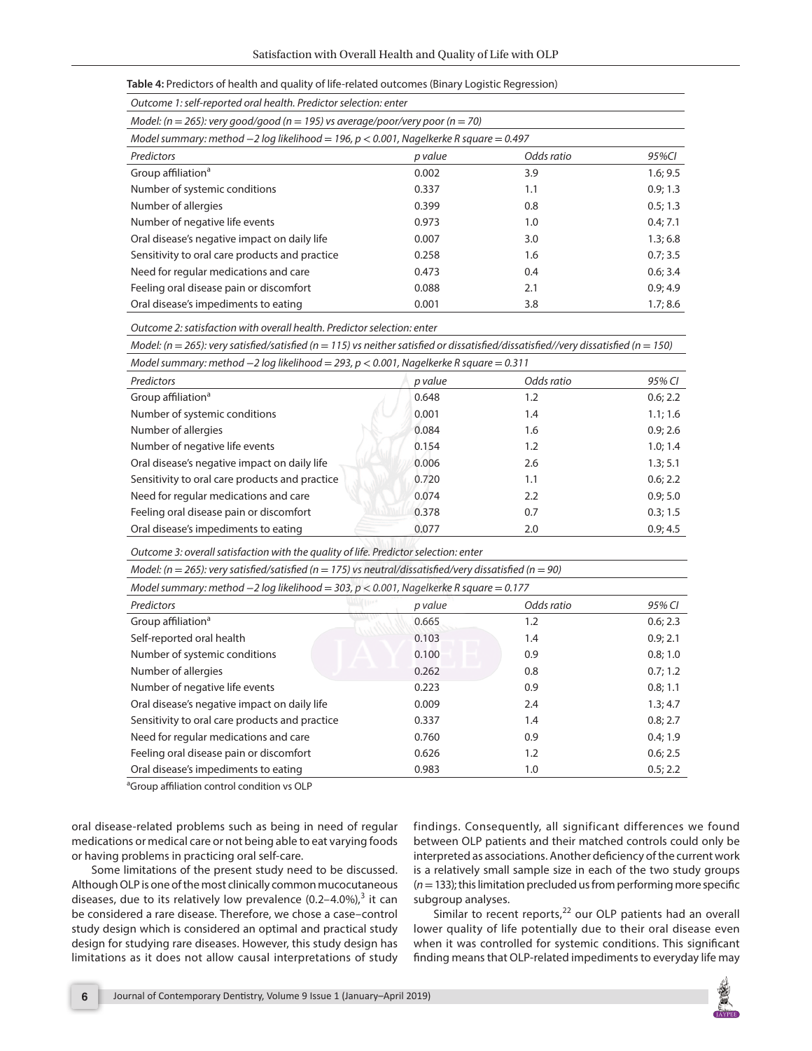**Table 4:** Predictors of health and quality of life-related outcomes (Binary Logistic Regression)

| *Outcome 1: self-reported oral health. Predictor selection: enter* | | | |
|---|---|---|---|
| *Model: (n = 265): very good/good (n = 195) vs average/poor/very poor (n = 70)* | | | |
| *Model summary: method −2 log likelihood = 196, p < 0.001, Nagelkerke R square = 0.497* | | | |
| *Predictors* | *p value* | *Odds ratio* | *95%CI* |
| Group affiliation[a] | 0.002 | 3.9 | 1.6; 9.5 |
| Number of systemic conditions | 0.337 | 1.1 | 0.9; 1.3 |
| Number of allergies | 0.399 | 0.8 | 0.5; 1.3 |
| Number of negative life events | 0.973 | 1.0 | 0.4; 7.1 |
| Oral disease's negative impact on daily life | 0.007 | 3.0 | 1.3; 6.8 |
| Sensitivity to oral care products and practice | 0.258 | 1.6 | 0.7; 3.5 |
| Need for regular medications and care | 0.473 | 0.4 | 0.6; 3.4 |
| Feeling oral disease pain or discomfort | 0.088 | 2.1 | 0.9; 4.9 |
| Oral disease's impediments to eating | 0.001 | 3.8 | 1.7; 8.6 |
| *Outcome 2: satisfaction with overall health. Predictor selection: enter* | | | |
| *Model: (n = 265): very satisfied/satisfied (n = 115) vs neither satisfied or dissatisfied/dissatisfied//very dissatisfied (n = 150)* | | | |
| *Model summary: method −2 log likelihood = 293, p < 0.001, Nagelkerke R square = 0.311* | | | |
| *Predictors* | *p value* | *Odds ratio* | *95% CI* |
| Group affiliation[a] | 0.648 | 1.2 | 0.6; 2.2 |
| Number of systemic conditions | 0.001 | 1.4 | 1.1; 1.6 |
| Number of allergies | 0.084 | 1.6 | 0.9; 2.6 |
| Number of negative life events | 0.154 | 1.2 | 1.0; 1.4 |
| Oral disease's negative impact on daily life | 0.006 | 2.6 | 1.3; 5.1 |
| Sensitivity to oral care products and practice | 0.720 | 1.1 | 0.6; 2.2 |
| Need for regular medications and care | 0.074 | 2.2 | 0.9; 5.0 |
| Feeling oral disease pain or discomfort | 0.378 | 0.7 | 0.3; 1.5 |
| Oral disease's impediments to eating | 0.077 | 2.0 | 0.9; 4.5 |
| *Outcome 3: overall satisfaction with the quality of life. Predictor selection: enter* | | | |
| *Model: (n = 265): very satisfied/satisfied (n = 175) vs neutral/dissatisfied/very dissatisfied (n = 90)* | | | |
| *Model summary: method −2 log likelihood = 303, p < 0.001, Nagelkerke R square = 0.177* | | | |
| *Predictors* | *p value* | *Odds ratio* | *95% CI* |
| Group affiliation[a] | 0.665 | 1.2 | 0.6; 2.3 |
| Self-reported oral health | 0.103 | 1.4 | 0.9; 2.1 |
| Number of systemic conditions | 0.100 | 0.9 | 0.8; 1.0 |
| Number of allergies | 0.262 | 0.8 | 0.7; 1.2 |
| Number of negative life events | 0.223 | 0.9 | 0.8; 1.1 |
| Oral disease's negative impact on daily life | 0.009 | 2.4 | 1.3; 4.7 |
| Sensitivity to oral care products and practice | 0.337 | 1.4 | 0.8; 2.7 |
| Need for regular medications and care | 0.760 | 0.9 | 0.4; 1.9 |
| Feeling oral disease pain or discomfort | 0.626 | 1.2 | 0.6; 2.5 |
| Oral disease's impediments to eating | 0.983 | 1.0 | 0.5; 2.2 |

[a]Group affiliation control condition vs OLP

oral disease-related problems such as being in need of regular medications or medical care or not being able to eat varying foods or having problems in practicing oral self-care.

Some limitations of the present study need to be discussed. Although OLP is one of the most clinically common mucocutaneous diseases, due to its relatively low prevalence (0.2–4.0%),[3] it can be considered a rare disease. Therefore, we chose a case–control study design which is considered an optimal and practical study design for studying rare diseases. However, this study design has limitations as it does not allow causal interpretations of study findings. Consequently, all significant differences we found between OLP patients and their matched controls could only be interpreted as associations. Another deficiency of the current work is a relatively small sample size in each of the two study groups (*n* = 133); this limitation precluded us from performing more specific subgroup analyses.

Similar to recent reports,[22] our OLP patients had an overall lower quality of life potentially due to their oral disease even when it was controlled for systemic conditions. This significant finding means that OLP-related impediments to everyday life may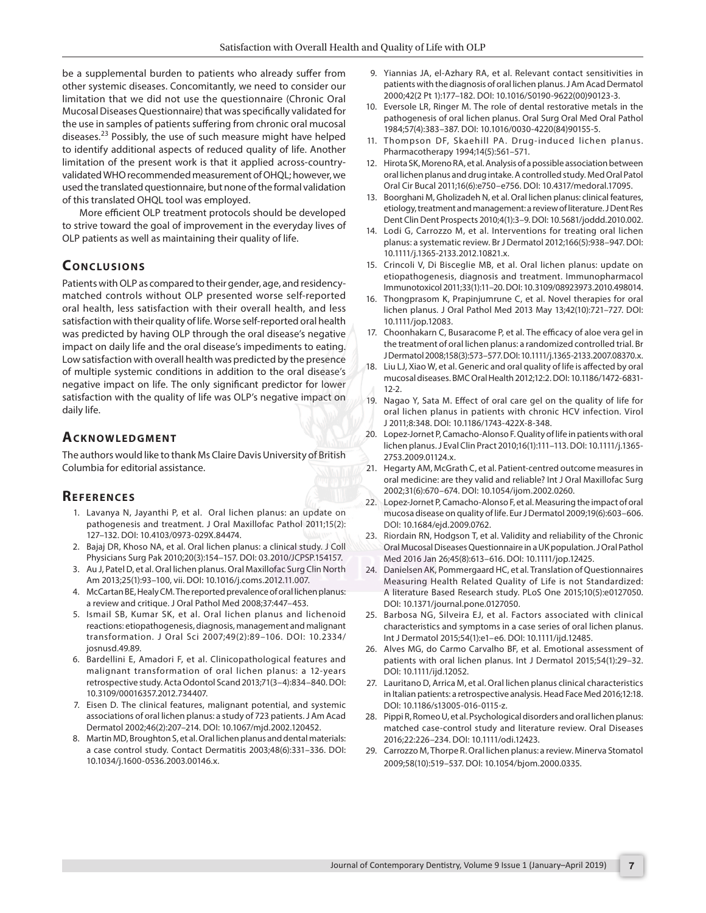be a supplemental burden to patients who already suffer from other systemic diseases. Concomitantly, we need to consider our limitation that we did not use the questionnaire (Chronic Oral Mucosal Diseases Questionnaire) that was specifically validated for the use in samples of patients suffering from chronic oral mucosal diseases.[23] Possibly, the use of such measure might have helped to identify additional aspects of reduced quality of life. Another limitation of the present work is that it applied across-country-validated WHO recommended measurement of OHQL; however, we used the translated questionnaire, but none of the formal validation of this translated OHQL tool was employed.

More efficient OLP treatment protocols should be developed to strive toward the goal of improvement in the everyday lives of OLP patients as well as maintaining their quality of life.

## Conclusions

Patients with OLP as compared to their gender, age, and residency-matched controls without OLP presented worse self-reported oral health, less satisfaction with their overall health, and less satisfaction with their quality of life. Worse self-reported oral health was predicted by having OLP through the oral disease's negative impact on daily life and the oral disease's impediments to eating. Low satisfaction with overall health was predicted by the presence of multiple systemic conditions in addition to the oral disease's negative impact on life. The only significant predictor for lower satisfaction with the quality of life was OLP's negative impact on daily life.

## Acknowledgment

The authors would like to thank Ms Claire Davis University of British Columbia for editorial assistance.

## References

1. Lavanya N, Jayanthi P, et al. Oral lichen planus: an update on pathogenesis and treatment. J Oral Maxillofac Pathol 2011;15(2): 127–132. DOI: 10.4103/0973-029X.84474.
2. Bajaj DR, Khoso NA, et al. Oral lichen planus: a clinical study. J Coll Physicians Surg Pak 2010;20(3):154–157. DOI: 03.2010/JCPSP.154157.
3. Au J, Patel D, et al. Oral lichen planus. Oral Maxillofac Surg Clin North Am 2013;25(1):93–100, vii. DOI: 10.1016/j.coms.2012.11.007.
4. McCartan BE, Healy CM. The reported prevalence of oral lichen planus: a review and critique. J Oral Pathol Med 2008;37:447–453.
5. Ismail SB, Kumar SK, et al. Oral lichen planus and lichenoid reactions: etiopathogenesis, diagnosis, management and malignant transformation. J Oral Sci 2007;49(2):89–106. DOI: 10.2334/josnusd.49.89.
6. Bardellini E, Amadori F, et al. Clinicopathological features and malignant transformation of oral lichen planus: a 12-years retrospective study. Acta Odontol Scand 2013;71(3–4):834–840. DOI: 10.3109/00016357.2012.734407.
7. Eisen D. The clinical features, malignant potential, and systemic associations of oral lichen planus: a study of 723 patients. J Am Acad Dermatol 2002;46(2):207–214. DOI: 10.1067/mjd.2002.120452.
8. Martin MD, Broughton S, et al. Oral lichen planus and dental materials: a case control study. Contact Dermatitis 2003;48(6):331–336. DOI: 10.1034/j.1600-0536.2003.00146.x.
9. Yiannias JA, el-Azhary RA, et al. Relevant contact sensitivities in patients with the diagnosis of oral lichen planus. J Am Acad Dermatol 2000;42(2 Pt 1):177–182. DOI: 10.1016/S0190-9622(00)90123-3.
10. Eversole LR, Ringer M. The role of dental restorative metals in the pathogenesis of oral lichen planus. Oral Surg Oral Med Oral Pathol 1984;57(4):383–387. DOI: 10.1016/0030-4220(84)90155-5.
11. Thompson DF, Skaehill PA. Drug-induced lichen planus. Pharmacotherapy 1994;14(5):561–571.
12. Hirota SK, Moreno RA, et al. Analysis of a possible association between oral lichen planus and drug intake. A controlled study. Med Oral Patol Oral Cir Bucal 2011;16(6):e750–e756. DOI: 10.4317/medoral.17095.
13. Boorghani M, Gholizadeh N, et al. Oral lichen planus: clinical features, etiology, treatment and management: a review of literature. J Dent Res Dent Clin Dent Prospects 2010;4(1):3–9. DOI: 10.5681/joddd.2010.002.
14. Lodi G, Carrozzo M, et al. Interventions for treating oral lichen planus: a systematic review. Br J Dermatol 2012;166(5):938–947. DOI: 10.1111/j.1365-2133.2012.10821.x.
15. Crincoli V, Di Bisceglie MB, et al. Oral lichen planus: update on etiopathogenesis, diagnosis and treatment. Immunopharmacol Immunotoxicol 2011;33(1):11–20. DOI: 10.3109/08923973.2010.498014.
16. Thongprasom K, Prapinjumrune C, et al. Novel therapies for oral lichen planus. J Oral Pathol Med 2013 May 13;42(10):721–727. DOI: 10.1111/jop.12083.
17. Choonhakarn C, Busaracome P, et al. The efficacy of aloe vera gel in the treatment of oral lichen planus: a randomized controlled trial. Br J Dermatol 2008;158(3):573–577. DOI: 10.1111/j.1365-2133.2007.08370.x.
18. Liu LJ, Xiao W, et al. Generic and oral quality of life is affected by oral mucosal diseases. BMC Oral Health 2012;12:2. DOI: 10.1186/1472-6831-12-2.
19. Nagao Y, Sata M. Effect of oral care gel on the quality of life for oral lichen planus in patients with chronic HCV infection. Virol J 2011;8:348. DOI: 10.1186/1743-422X-8-348.
20. Lopez-Jornet P, Camacho-Alonso F. Quality of life in patients with oral lichen planus. J Eval Clin Pract 2010;16(1):111–113. DOI: 10.1111/j.1365-2753.2009.01124.x.
21. Hegarty AM, McGrath C, et al. Patient-centred outcome measures in oral medicine: are they valid and reliable? Int J Oral Maxillofac Surg 2002;31(6):670–674. DOI: 10.1054/ijom.2002.0260.
22. Lopez-Jornet P, Camacho-Alonso F, et al. Measuring the impact of oral mucosa disease on quality of life. Eur J Dermatol 2009;19(6):603–606. DOI: 10.1684/ejd.2009.0762.
23. Riordain RN, Hodgson T, et al. Validity and reliability of the Chronic Oral Mucosal Diseases Questionnaire in a UK population. J Oral Pathol Med 2016 Jan 26;45(8):613–616. DOI: 10.1111/jop.12425.
24. Danielsen AK, Pommergaard HC, et al. Translation of Questionnaires Measuring Health Related Quality of Life is not Standardized: A literature Based Research study. PLoS One 2015;10(5):e0127050. DOI: 10.1371/journal.pone.0127050.
25. Barbosa NG, Silveira EJ, et al. Factors associated with clinical characteristics and symptoms in a case series of oral lichen planus. Int J Dermatol 2015;54(1):e1–e6. DOI: 10.1111/ijd.12485.
26. Alves MG, do Carmo Carvalho BF, et al. Emotional assessment of patients with oral lichen planus. Int J Dermatol 2015;54(1):29–32. DOI: 10.1111/ijd.12052.
27. Lauritano D, Arrica M, et al. Oral lichen planus clinical characteristics in Italian patients: a retrospective analysis. Head Face Med 2016;12:18. DOI: 10.1186/s13005-016-0115-z.
28. Pippi R, Romeo U, et al. Psychological disorders and oral lichen planus: matched case-control study and literature review. Oral Diseases 2016;22:226–234. DOI: 10.1111/odi.12423.
29. Carrozzo M, Thorpe R. Oral lichen planus: a review. Minerva Stomatol 2009;58(10):519–537. DOI: 10.1054/bjom.2000.0335.